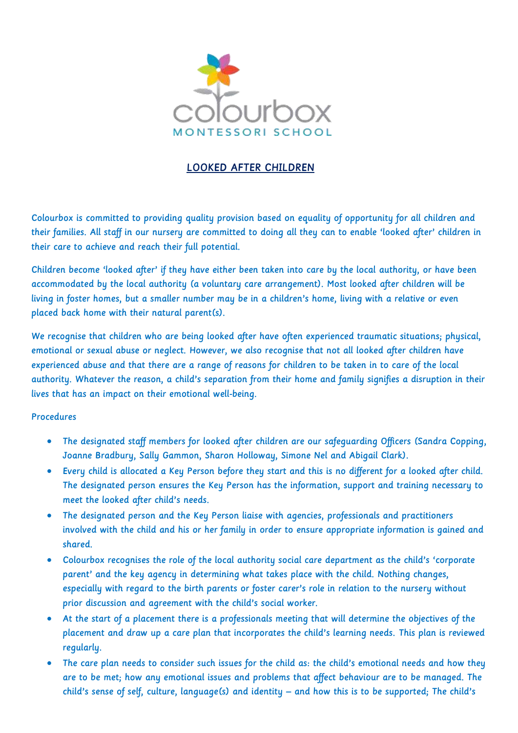colourbox
MONTESSORI SCHOOL

# LOOKED AFTER CHILDREN

Colourbox is committed to providing quality provision based on equality of opportunity for all children and their families. All staff in our nursery are committed to doing all they can to enable 'looked after' children in their care to achieve and reach their full potential.

Children become 'looked after' if they have either been taken into care by the local authority, or have been accommodated by the local authority (a voluntary care arrangement). Most looked after children will be living in foster homes, but a smaller number may be in a children's home, living with a relative or even placed back home with their natural parent(s).

We recognise that children who are being looked after have often experienced traumatic situations; physical, emotional or sexual abuse or neglect. However, we also recognise that not all looked after children have experienced abuse and that there are a range of reasons for children to be taken in to care of the local authority. Whatever the reason, a child's separation from their home and family signifies a disruption in their lives that has an impact on their emotional well-being.

Procedures

- The designated staff members for looked after children are our safeguarding Officers (Sandra Copping, Joanne Bradbury, Sally Gammon, Sharon Holloway, Simone Nel and Abigail Clark).
- Every child is allocated a Key Person before they start and this is no different for a looked after child. The designated person ensures the Key Person has the information, support and training necessary to meet the looked after child's needs.
- The designated person and the Key Person liaise with agencies, professionals and practitioners involved with the child and his or her family in order to ensure appropriate information is gained and shared.
- Colourbox recognises the role of the local authority social care department as the child's 'corporate parent' and the key agency in determining what takes place with the child. Nothing changes, especially with regard to the birth parents or foster carer's role in relation to the nursery without prior discussion and agreement with the child's social worker.
- At the start of a placement there is a professionals meeting that will determine the objectives of the placement and draw up a care plan that incorporates the child's learning needs. This plan is reviewed regularly.
- The care plan needs to consider such issues for the child as: the child's emotional needs and how they are to be met; how any emotional issues and problems that affect behaviour are to be managed. The child's sense of self, culture, language(s) and identity – and how this is to be supported; The child's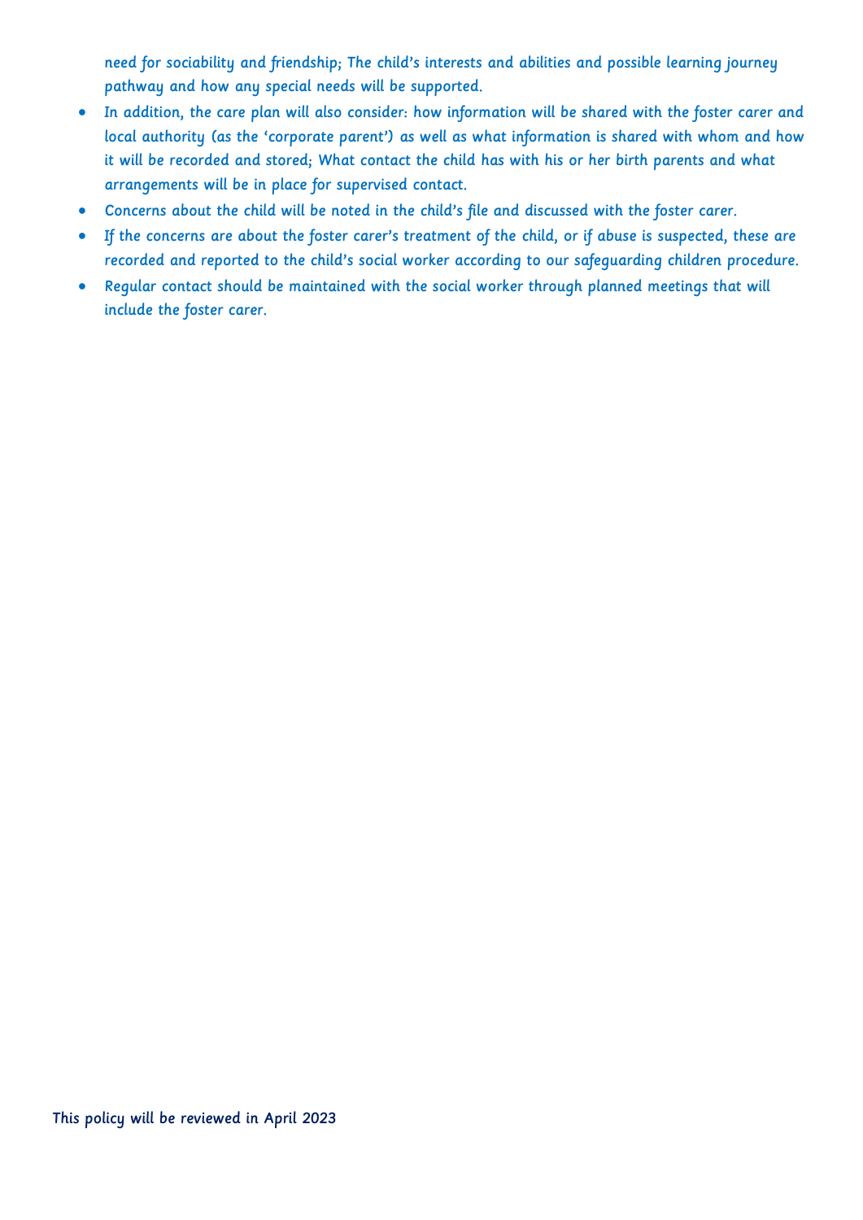need for sociability and friendship; The child's interests and abilities and possible learning journey pathway and how any special needs will be supported.

- In addition, the care plan will also consider: how information will be shared with the foster carer and local authority (as the 'corporate parent') as well as what information is shared with whom and how it will be recorded and stored; What contact the child has with his or her birth parents and what arrangements will be in place for supervised contact.
- Concerns about the child will be noted in the child's file and discussed with the foster carer.
- If the concerns are about the foster carer's treatment of the child, or if abuse is suspected, these are recorded and reported to the child's social worker according to our safeguarding children procedure.
- Regular contact should be maintained with the social worker through planned meetings that will include the foster carer.

This policy will be reviewed in April 2023